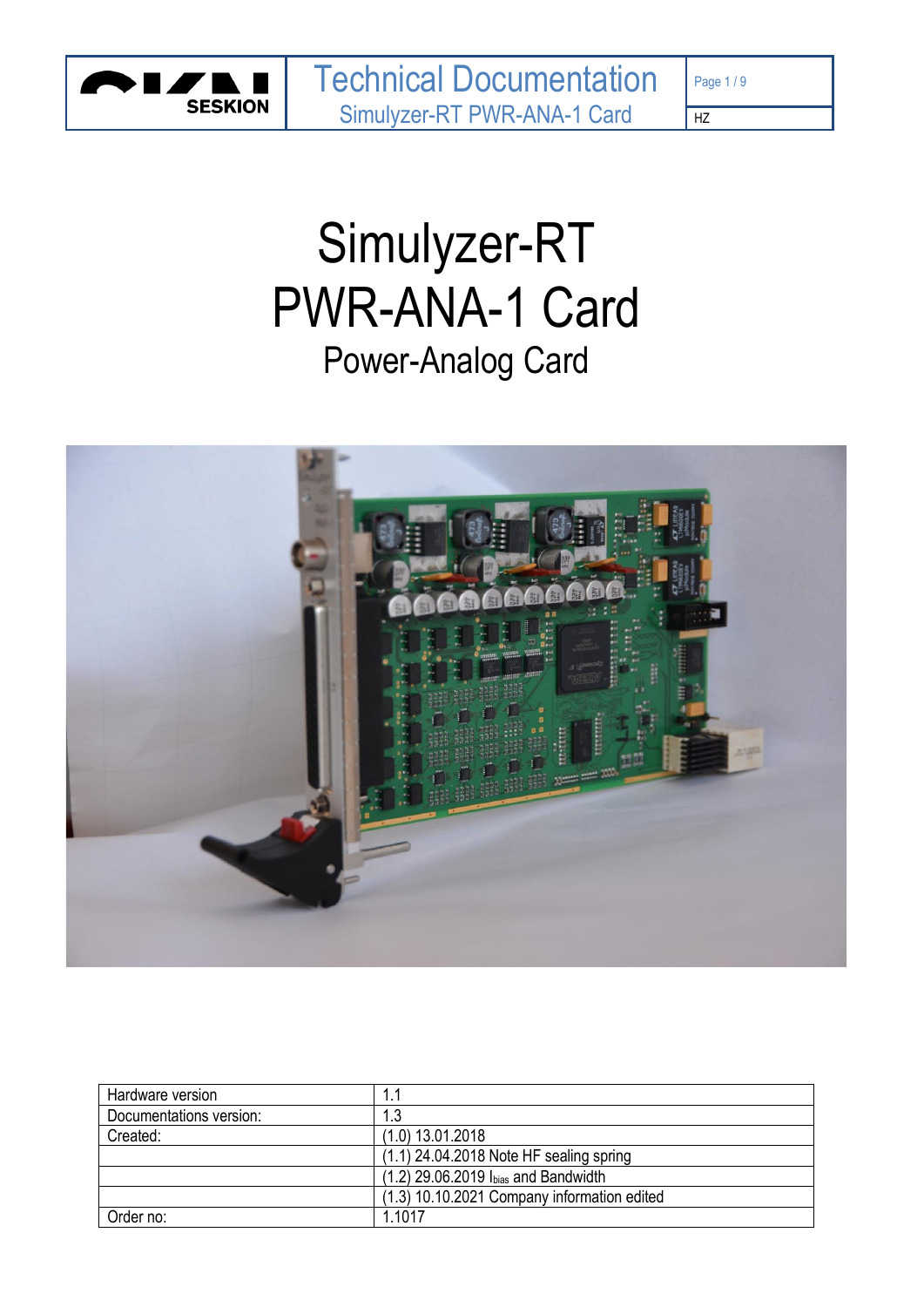# Simulyzer-RT
# PWR-ANA-1 Card
## Power-Analog Card

| Hardware version | 1.1 |
|---|---|
| Documentations version: | 1.3 |
| Created: | (1.0) 13.01.2018 |
| | (1.1) 24.04.2018 Note HF sealing spring |
| | (1.2) 29.06.2019 $I_{bias}$ and Bandwidth |
| | (1.3) 10.10.2021 Company information edited |
| Order no: | 1.1017 |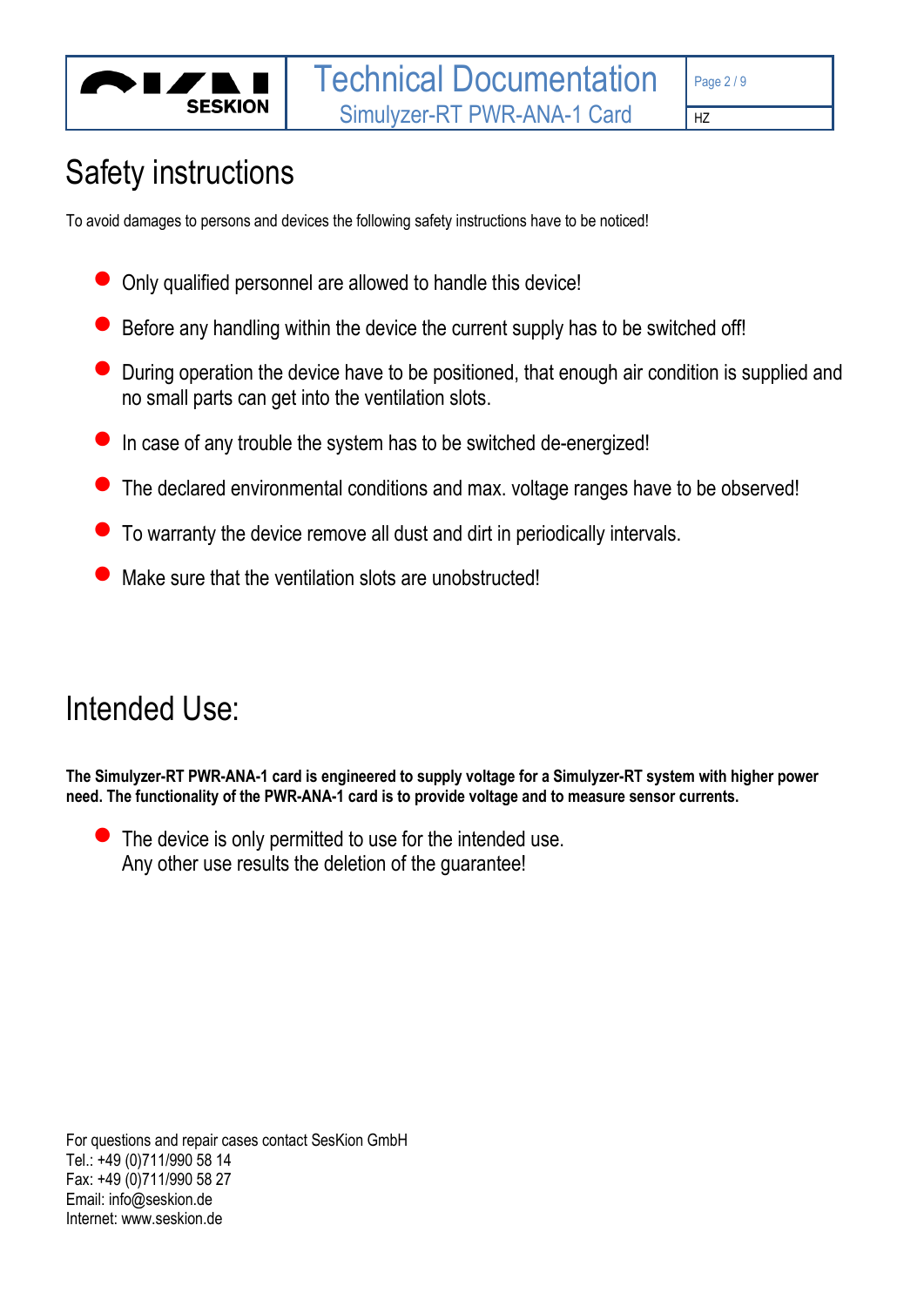# Safety instructions

To avoid damages to persons and devices the following safety instructions have to be noticed!

- Only qualified personnel are allowed to handle this device!
- Before any handling within the device the current supply has to be switched off!
- During operation the device have to be positioned, that enough air condition is supplied and no small parts can get into the ventilation slots.
- In case of any trouble the system has to be switched de-energized!
- The declared environmental conditions and max. voltage ranges have to be observed!
- To warranty the device remove all dust and dirt in periodically intervals.
- Make sure that the ventilation slots are unobstructed!

# Intended Use:

**The Simulyzer-RT PWR-ANA-1 card is engineered to supply voltage for a Simulyzer-RT system with higher power need. The functionality of the PWR-ANA-1 card is to provide voltage and to measure sensor currents.**

- The device is only permitted to use for the intended use.
  Any other use results the deletion of the guarantee!

For questions and repair cases contact SesKion GmbH
Tel.: +49 (0)711/990 58 14
Fax: +49 (0)711/990 58 27
Email: info@seskion.de
Internet: www.seskion.de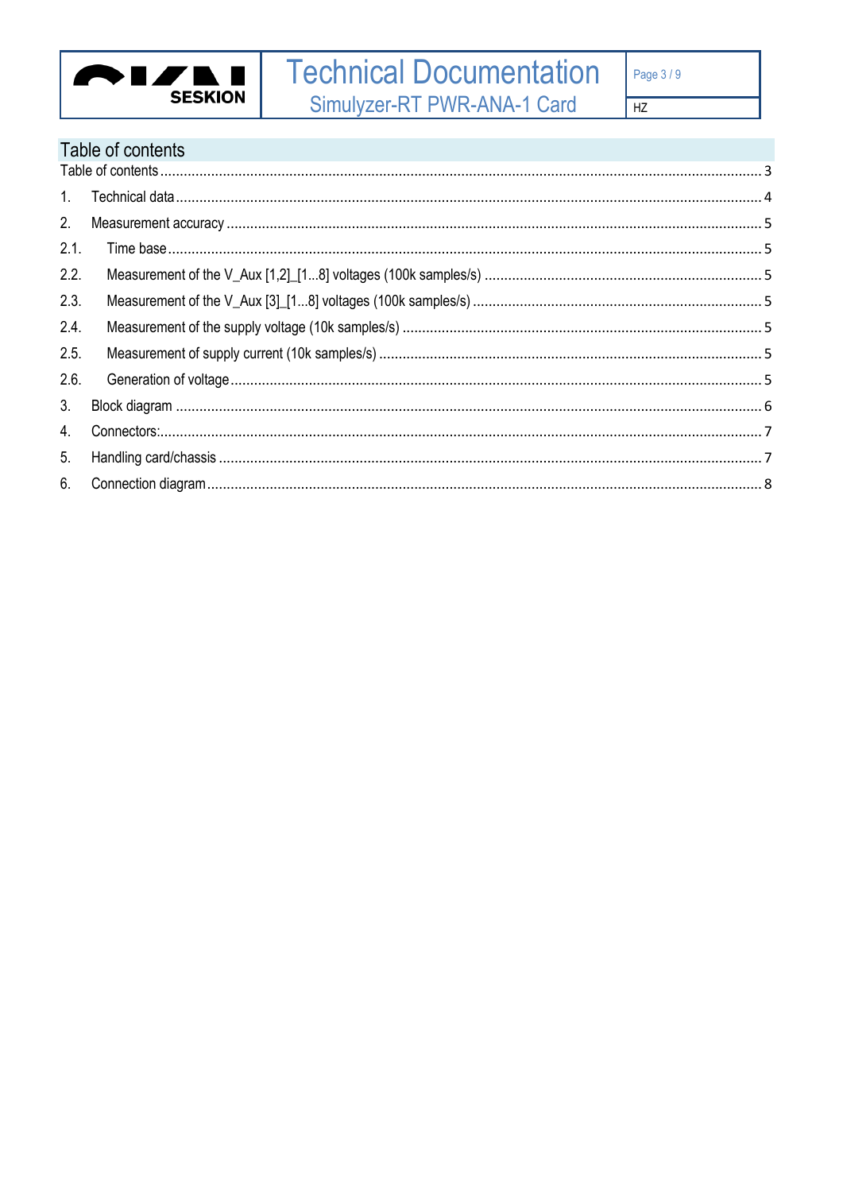# Table of contents

Table of contents ........................................ 3

1. Technical data ........................................ 4
2. Measurement accuracy ........................................ 5
   - 2.1. Time base ........................................ 5
   - 2.2. Measurement of the V_Aux [1,2]_[1...8] voltages (100k samples/s) ........................................ 5
   - 2.3. Measurement of the V_Aux [3]_[1...8] voltages (100k samples/s) ........................................ 5
   - 2.4. Measurement of the supply voltage (10k samples/s) ........................................ 5
   - 2.5. Measurement of supply current (10k samples/s) ........................................ 5
   - 2.6. Generation of voltage ........................................ 5
3. Block diagram ........................................ 6
4. Connectors: ........................................ 7
5. Handling card/chassis ........................................ 7
6. Connection diagram ........................................ 8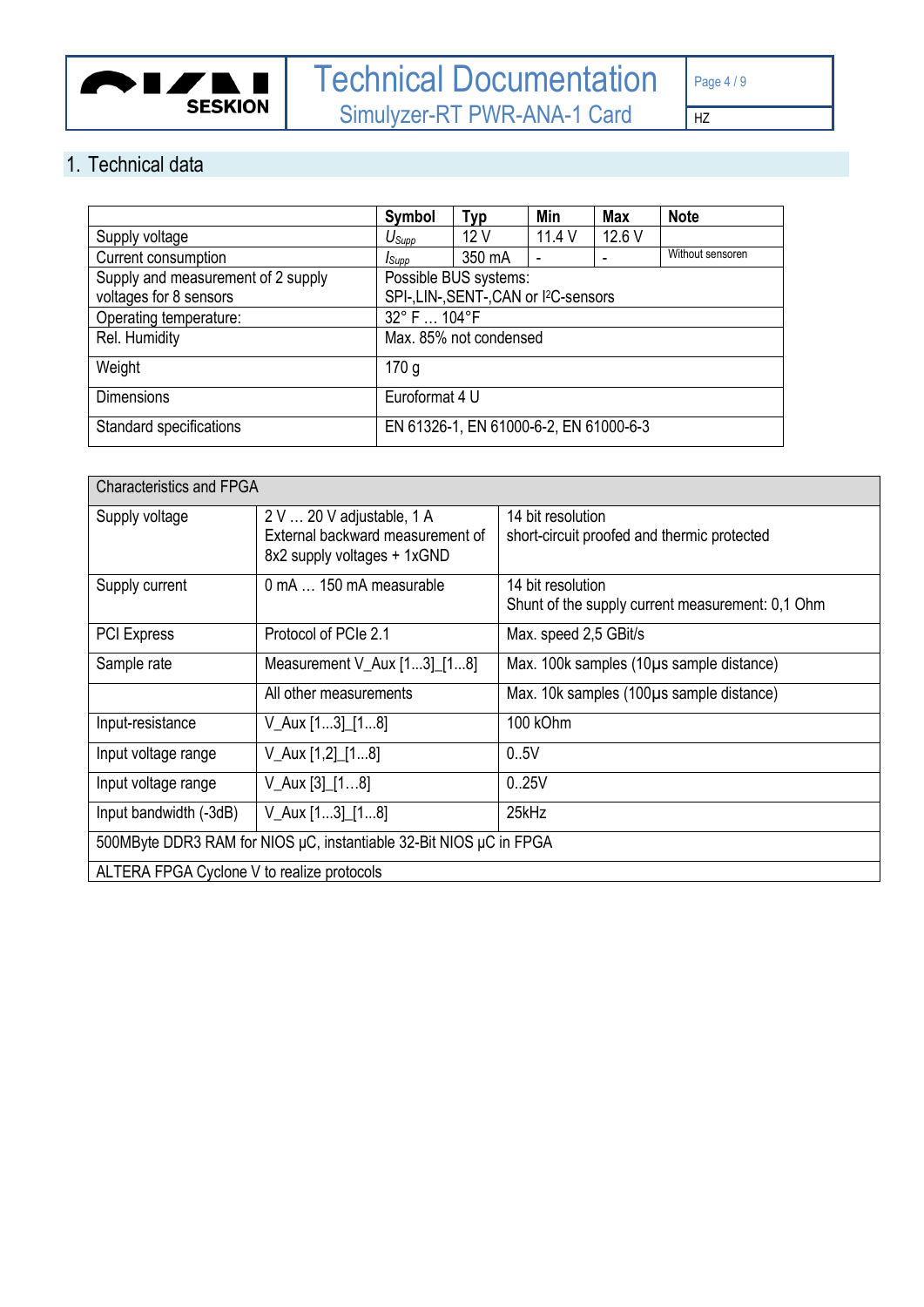# 1. Technical data

|  | Symbol | Typ | Min | Max | Note |
|---|---|---|---|---|---|
| Supply voltage | $U_{Supp}$ | 12 V | 11.4 V | 12.6 V |  |
| Current consumption | $I_{Supp}$ | 350 mA | - | - | Without sensoren |
| Supply and measurement of 2 supply voltages for 8 sensors | Possible BUS systems: SPI-,LIN-,SENT-,CAN or I²C-sensors | | | | |
| Operating temperature: | 32° F … 104°F | | | | |
| Rel. Humidity | Max. 85% not condensed | | | | |
| Weight | 170 g | | | | |
| Dimensions | Euroformat 4 U | | | | |
| Standard specifications | EN 61326-1, EN 61000-6-2, EN 61000-6-3 | | | | |

| Characteristics and FPGA | | |
|---|---|---|
| Supply voltage | 2 V … 20 V adjustable, 1 A<br>External backward measurement of 8x2 supply voltages + 1xGND | 14 bit resolution<br>short-circuit proofed and thermic protected |
| Supply current | 0 mA … 150 mA measurable | 14 bit resolution<br>Shunt of the supply current measurement: 0,1 Ohm |
| PCI Express | Protocol of PCIe 2.1 | Max. speed 2,5 GBit/s |
| Sample rate | Measurement V_Aux [1...3]_[1...8] | Max. 100k samples (10µs sample distance) |
|  | All other measurements | Max. 10k samples (100µs sample distance) |
| Input-resistance | V_Aux [1...3]_[1…8] | 100 kOhm |
| Input voltage range | V_Aux [1,2]_[1…8] | 0..5V |
| Input voltage range | V_Aux [3]_[1…8] | 0..25V |
| Input bandwidth (-3dB) | V_Aux [1...3]_[1…8] | 25kHz |
| 500MByte DDR3 RAM for NIOS µC, instantiable 32-Bit NIOS µC in FPGA | | |
| ALTERA FPGA Cyclone V to realize protocols | | |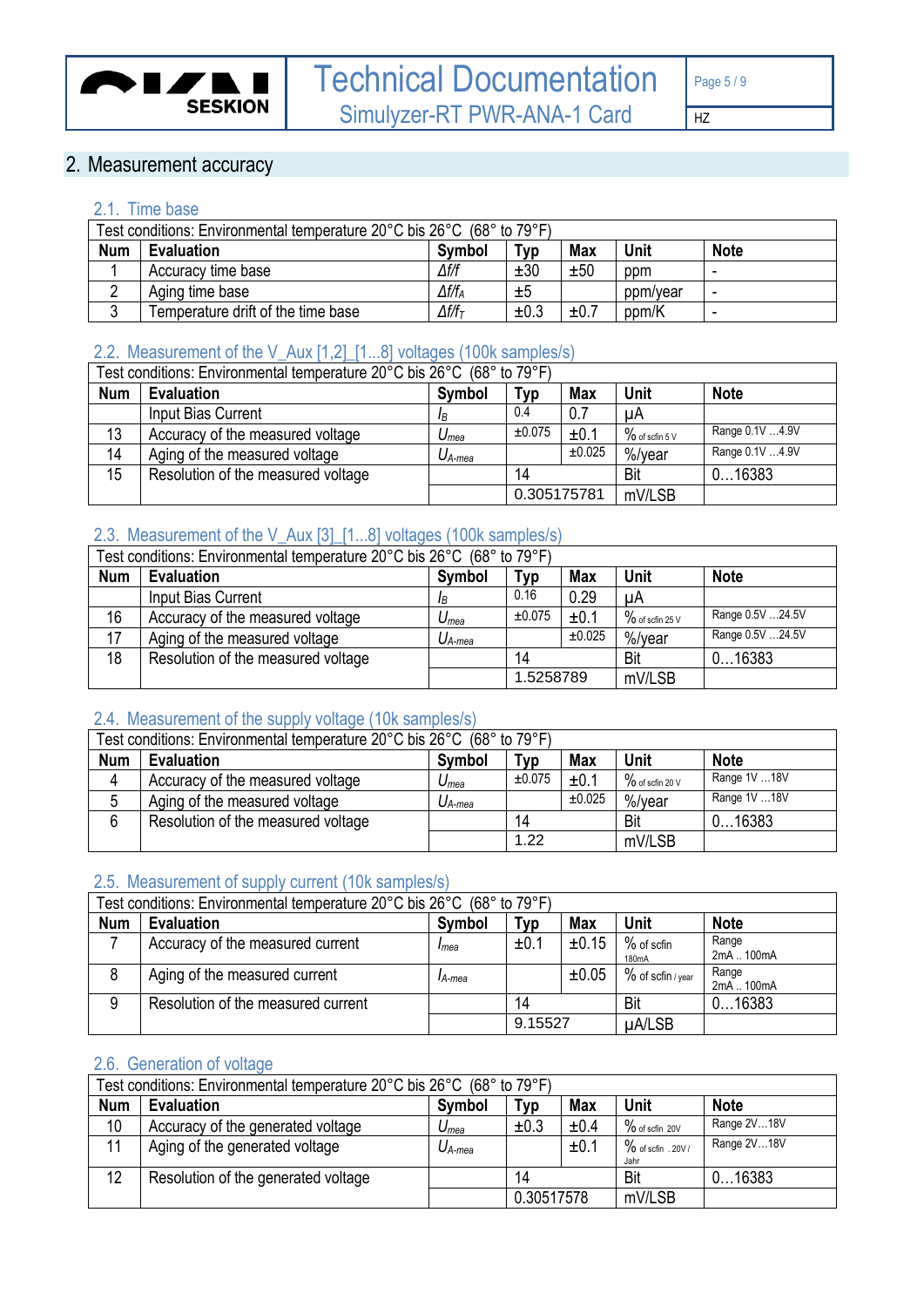## 2. Measurement accuracy

### 2.1. Time base

| Test conditions: Environmental temperature 20°C bis 26°C (68° to 79°F) | | | | | | |
|---|---|---|---|---|---|---|
| **Num** | **Evaluation** | **Symbol** | **Typ** | **Max** | **Unit** | **Note** |
| 1 | Accuracy time base | $\Delta f/f$ | ±30 | ±50 | ppm | - |
| 2 | Aging time base | $\Delta f/f_A$ | ±5 | | ppm/year | - |
| 3 | Temperature drift of the time base | $\Delta f/f_T$ | ±0.3 | ±0.7 | ppm/K | - |

### 2.2. Measurement of the V_Aux [1,2]_[1...8] voltages (100k samples/s)

| Test conditions: Environmental temperature 20°C bis 26°C (68° to 79°F) | | | | | | |
|---|---|---|---|---|---|---|
| **Num** | **Evaluation** | **Symbol** | **Typ** | **Max** | **Unit** | **Note** |
| | Input Bias Current | $I_B$ | 0.4 | 0.7 | µA | |
| 13 | Accuracy of the measured voltage | $U_{mea}$ | ±0.075 | ±0.1 | % of scfin 5 V | Range 0.1V …4.9V |
| 14 | Aging of the measured voltage | $U_{A\text{-}mea}$ | | ±0.025 | %/year | Range 0.1V …4.9V |
| 15 | Resolution of the measured voltage | | 14 | | Bit | 0…16383 |
| | | | 0.305175781 | | mV/LSB | |

### 2.3. Measurement of the V_Aux [3]_[1...8] voltages (100k samples/s)

| Test conditions: Environmental temperature 20°C bis 26°C (68° to 79°F) | | | | | | |
|---|---|---|---|---|---|---|
| **Num** | **Evaluation** | **Symbol** | **Typ** | **Max** | **Unit** | **Note** |
| | Input Bias Current | $I_B$ | 0.16 | 0.29 | µA | |
| 16 | Accuracy of the measured voltage | $U_{mea}$ | ±0.075 | ±0.1 | % of scfin 25 V | Range 0.5V …24.5V |
| 17 | Aging of the measured voltage | $U_{A\text{-}mea}$ | | ±0.025 | %/year | Range 0.5V …24.5V |
| 18 | Resolution of the measured voltage | | 14 | | Bit | 0…16383 |
| | | | 1.5258789 | | mV/LSB | |

### 2.4. Measurement of the supply voltage (10k samples/s)

| Test conditions: Environmental temperature 20°C bis 26°C (68° to 79°F) | | | | | | |
|---|---|---|---|---|---|---|
| **Num** | **Evaluation** | **Symbol** | **Typ** | **Max** | **Unit** | **Note** |
| 4 | Accuracy of the measured voltage | $U_{mea}$ | ±0.075 | ±0.1 | % of scfin 20 V | Range 1V …18V |
| 5 | Aging of the measured voltage | $U_{A\text{-}mea}$ | | ±0.025 | %/year | Range 1V …18V |
| 6 | Resolution of the measured voltage | | 14 | | Bit | 0…16383 |
| | | | 1.22 | | mV/LSB | |

### 2.5. Measurement of supply current (10k samples/s)

| Test conditions: Environmental temperature 20°C bis 26°C (68° to 79°F) | | | | | | |
|---|---|---|---|---|---|---|
| **Num** | **Evaluation** | **Symbol** | **Typ** | **Max** | **Unit** | **Note** |
| 7 | Accuracy of the measured current | $I_{mea}$ | ±0.1 | ±0.15 | % of scfin 180mA | Range 2mA .. 100mA |
| 8 | Aging of the measured current | $I_{A\text{-}mea}$ | | ±0.05 | % of scfin / year | Range 2mA .. 100mA |
| 9 | Resolution of the measured current | | 14 | | Bit | 0…16383 |
| | | | 9.15527 | | µA/LSB | |

### 2.6. Generation of voltage

| Test conditions: Environmental temperature 20°C bis 26°C (68° to 79°F) | | | | | | |
|---|---|---|---|---|---|---|
| **Num** | **Evaluation** | **Symbol** | **Typ** | **Max** | **Unit** | **Note** |
| 10 | Accuracy of the generated voltage | $U_{mea}$ | ±0.3 | ±0.4 | % of scfin 20V | Range 2V…18V |
| 11 | Aging of the generated voltage | $U_{A\text{-}mea}$ | | ±0.1 | % of scfin . 20V / Jahr | Range 2V…18V |
| 12 | Resolution of the generated voltage | | 14 | | Bit | 0…16383 |
| | | | 0.30517578 | | mV/LSB | |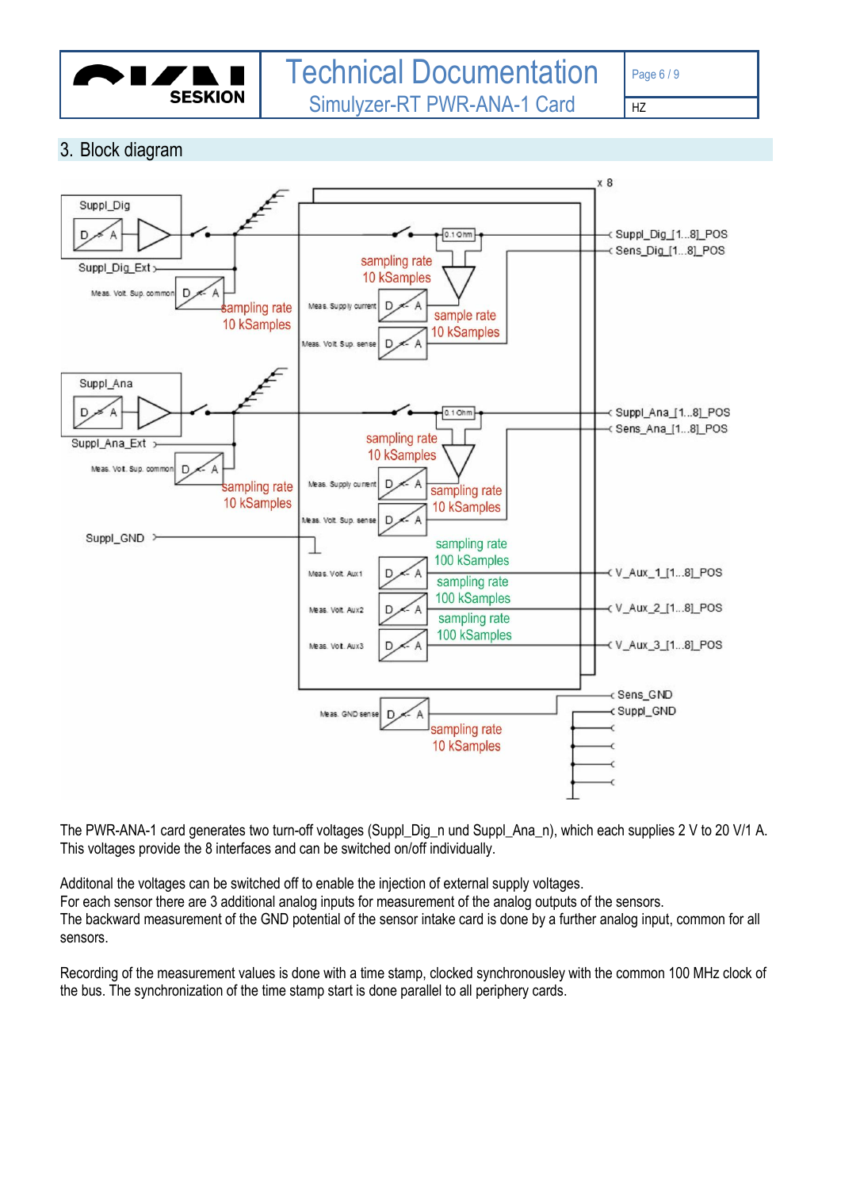## 3. Block diagram

The PWR-ANA-1 card generates two turn-off voltages (Suppl_Dig_n und Suppl_Ana_n), which each supplies 2 V to 20 V/1 A. This voltages provide the 8 interfaces and can be switched on/off individually.

Additonal the voltages can be switched off to enable the injection of external supply voltages.
For each sensor there are 3 additional analog inputs for measurement of the analog outputs of the sensors.
The backward measurement of the GND potential of the sensor intake card is done by a further analog input, common for all sensors.

Recording of the measurement values is done with a time stamp, clocked synchronousley with the common 100 MHz clock of the bus. The synchronization of the time stamp start is done parallel to all periphery cards.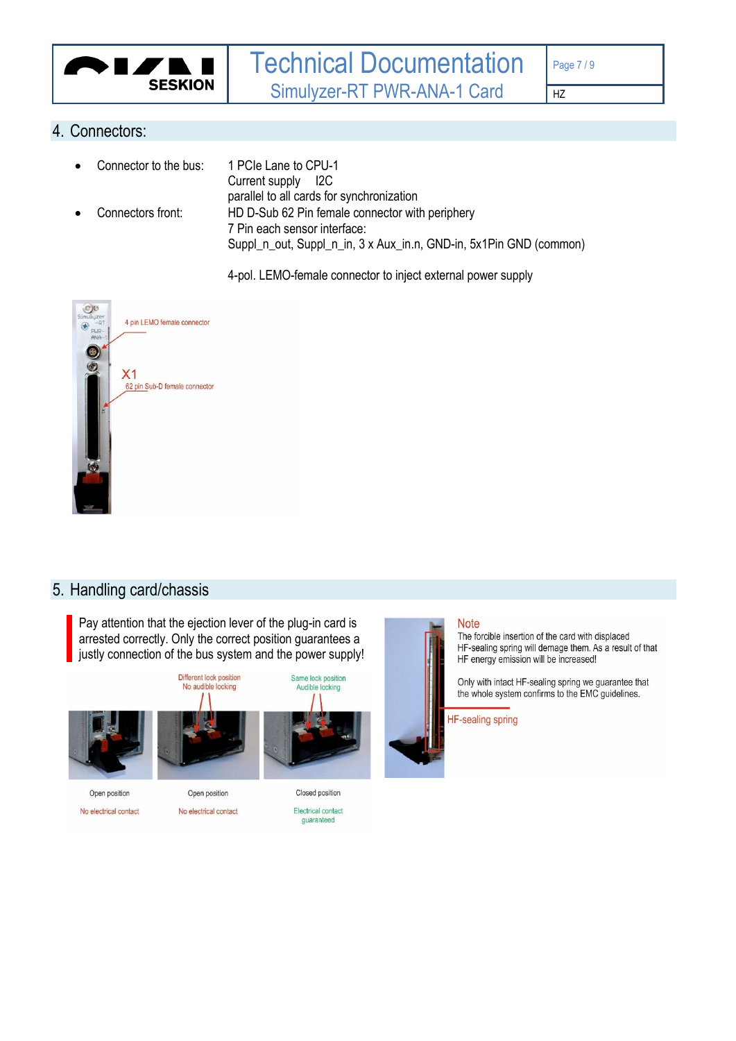## 4. Connectors:

- Connector to the bus: 1 PCIe Lane to CPU-1
  Current supply I2C
  parallel to all cards for synchronization
- Connectors front: HD D-Sub 62 Pin female connector with periphery
  7 Pin each sensor interface:
  Suppl_n_out, Suppl_n_in, 3 x Aux_in.n, GND-in, 5x1Pin GND (common)

  4-pol. LEMO-female connector to inject external power supply

4 pin LEMO female connector

X1
62 pin Sub-D female connector

## 5. Handling card/chassis

Pay attention that the ejection lever of the plug-in card is arrested correctly. Only the correct position guarantees a justly connection of the bus system and the power supply!

Different lock position
No audible locking

Same lock position
Audible locking

| Open position | Open position | Closed position |
|---|---|---|
| No electrical contact | No electrical contact | Electrical contact guaranteed |

**Note**

The forcible insertion of the card with displaced HF-sealing spring will demage them. As a result of that HF energy emission will be increased!

Only with intact HF-sealing spring we guarantee that the whole system confirms to the EMC guidelines.

HF-sealing spring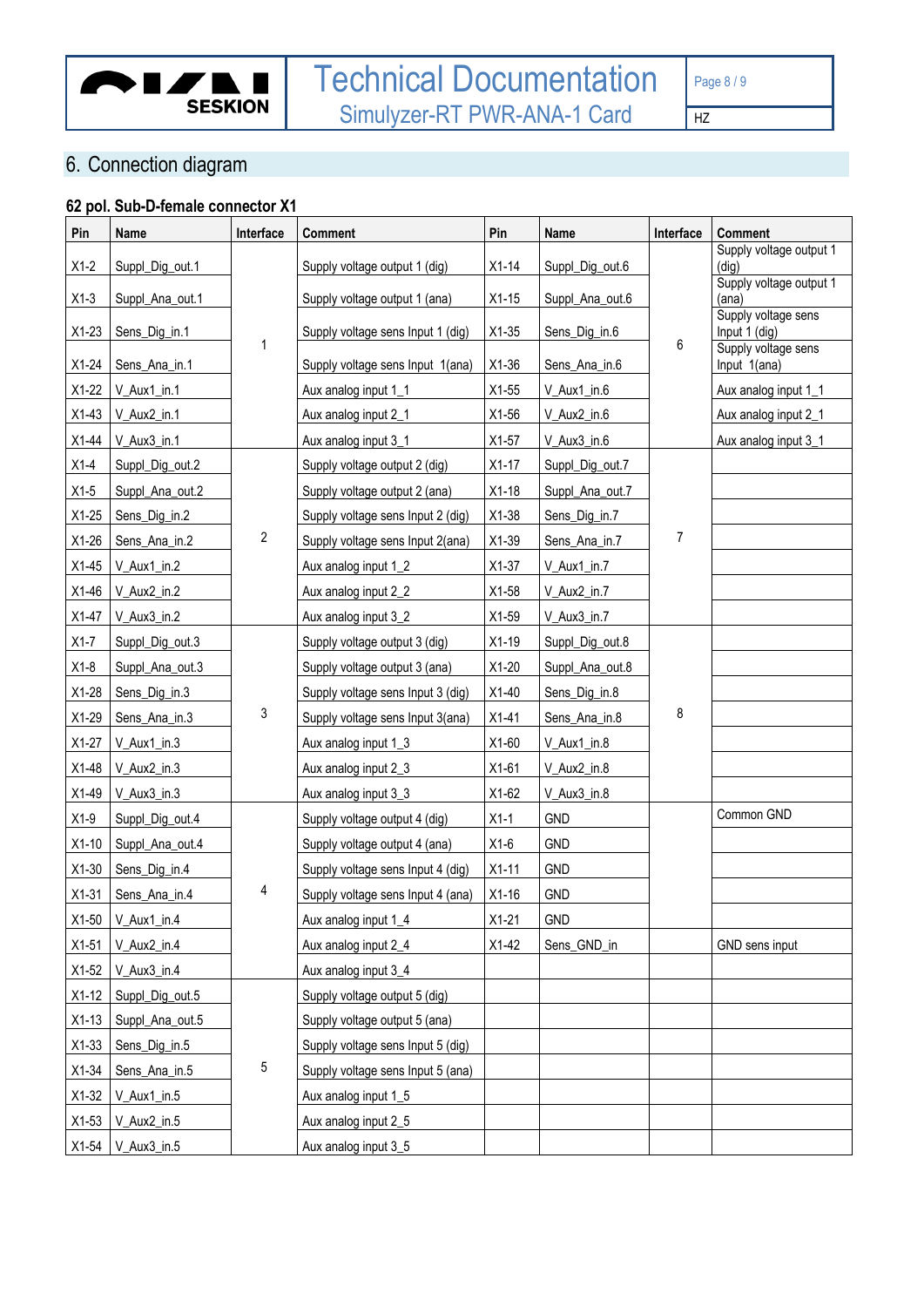## 6. Connection diagram

### 62 pol. Sub-D-female connector X1

| Pin | Name | Interface | Comment | Pin | Name | Interface | Comment |
|---|---|---|---|---|---|---|---|
| X1-2 | Suppl_Dig_out.1 | 1 | Supply voltage output 1 (dig) | X1-14 | Suppl_Dig_out.6 | 6 | Supply voltage output 1 (dig) |
| X1-3 | Suppl_Ana_out.1 | | Supply voltage output 1 (ana) | X1-15 | Suppl_Ana_out.6 | | Supply voltage output 1 (ana) |
| X1-23 | Sens_Dig_in.1 | | Supply voltage sens Input 1 (dig) | X1-35 | Sens_Dig_in.6 | | Supply voltage sens Input 1 (dig) |
| X1-24 | Sens_Ana_in.1 | | Supply voltage sens Input 1(ana) | X1-36 | Sens_Ana_in.6 | | Supply voltage sens Input 1(ana) |
| X1-22 | V_Aux1_in.1 | | Aux analog input 1_1 | X1-55 | V_Aux1_in.6 | | Aux analog input 1_1 |
| X1-43 | V_Aux2_in.1 | | Aux analog input 2_1 | X1-56 | V_Aux2_in.6 | | Aux analog input 2_1 |
| X1-44 | V_Aux3_in.1 | | Aux analog input 3_1 | X1-57 | V_Aux3_in.6 | | Aux analog input 3_1 |
| X1-4 | Suppl_Dig_out.2 | 2 | Supply voltage output 2 (dig) | X1-17 | Suppl_Dig_out.7 | 7 | |
| X1-5 | Suppl_Ana_out.2 | | Supply voltage output 2 (ana) | X1-18 | Suppl_Ana_out.7 | | |
| X1-25 | Sens_Dig_in.2 | | Supply voltage sens Input 2 (dig) | X1-38 | Sens_Dig_in.7 | | |
| X1-26 | Sens_Ana_in.2 | | Supply voltage sens Input 2(ana) | X1-39 | Sens_Ana_in.7 | | |
| X1-45 | V_Aux1_in.2 | | Aux analog input 1_2 | X1-37 | V_Aux1_in.7 | | |
| X1-46 | V_Aux2_in.2 | | Aux analog input 2_2 | X1-58 | V_Aux2_in.7 | | |
| X1-47 | V_Aux3_in.2 | | Aux analog input 3_2 | X1-59 | V_Aux3_in.7 | | |
| X1-7 | Suppl_Dig_out.3 | 3 | Supply voltage output 3 (dig) | X1-19 | Suppl_Dig_out.8 | 8 | |
| X1-8 | Suppl_Ana_out.3 | | Supply voltage output 3 (ana) | X1-20 | Suppl_Ana_out.8 | | |
| X1-28 | Sens_Dig_in.3 | | Supply voltage sens Input 3 (dig) | X1-40 | Sens_Dig_in.8 | | |
| X1-29 | Sens_Ana_in.3 | | Supply voltage sens Input 3(ana) | X1-41 | Sens_Ana_in.8 | | |
| X1-27 | V_Aux1_in.3 | | Aux analog input 1_3 | X1-60 | V_Aux1_in.8 | | |
| X1-48 | V_Aux2_in.3 | | Aux analog input 2_3 | X1-61 | V_Aux2_in.8 | | |
| X1-49 | V_Aux3_in.3 | | Aux analog input 3_3 | X1-62 | V_Aux3_in.8 | | |
| X1-9 | Suppl_Dig_out.4 | 4 | Supply voltage output 4 (dig) | X1-1 | GND | | Common GND |
| X1-10 | Suppl_Ana_out.4 | | Supply voltage output 4 (ana) | X1-6 | GND | | |
| X1-30 | Sens_Dig_in.4 | | Supply voltage sens Input 4 (dig) | X1-11 | GND | | |
| X1-31 | Sens_Ana_in.4 | | Supply voltage sens Input 4 (ana) | X1-16 | GND | | |
| X1-50 | V_Aux1_in.4 | | Aux analog input 1_4 | X1-21 | GND | | |
| X1-51 | V_Aux2_in.4 | | Aux analog input 2_4 | X1-42 | Sens_GND_in | | GND sens input |
| X1-52 | V_Aux3_in.4 | | Aux analog input 3_4 | | | | |
| X1-12 | Suppl_Dig_out.5 | 5 | Supply voltage output 5 (dig) | | | | |
| X1-13 | Suppl_Ana_out.5 | | Supply voltage output 5 (ana) | | | | |
| X1-33 | Sens_Dig_in.5 | | Supply voltage sens Input 5 (dig) | | | | |
| X1-34 | Sens_Ana_in.5 | | Supply voltage sens Input 5 (ana) | | | | |
| X1-32 | V_Aux1_in.5 | | Aux analog input 1_5 | | | | |
| X1-53 | V_Aux2_in.5 | | Aux analog input 2_5 | | | | |
| X1-54 | V_Aux3_in.5 | | Aux analog input 3_5 | | | | |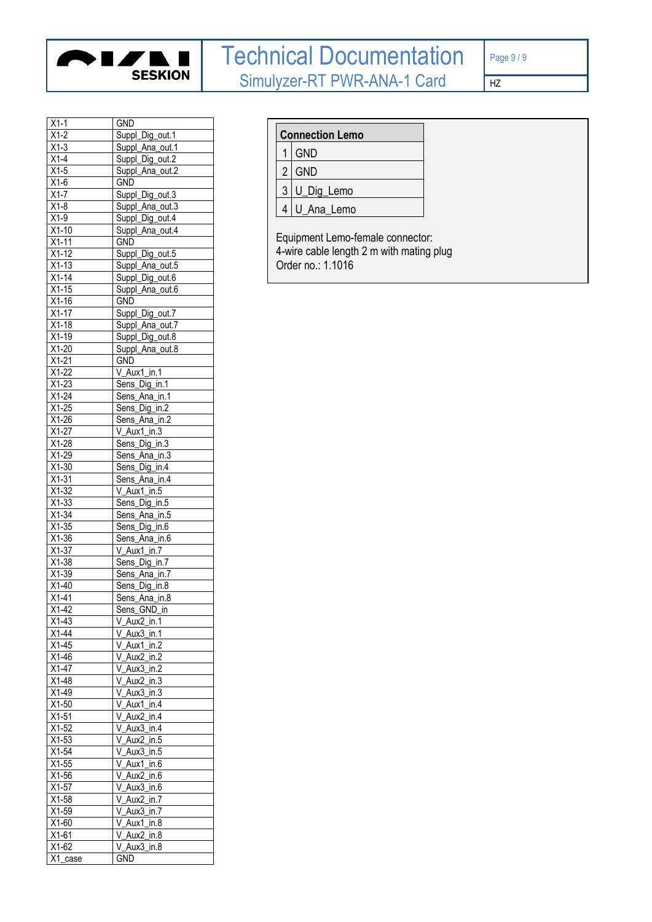| | |
|---|---|
| X1-1 | GND |
| X1-2 | Suppl_Dig_out.1 |
| X1-3 | Suppl_Ana_out.1 |
| X1-4 | Suppl_Dig_out.2 |
| X1-5 | Suppl_Ana_out.2 |
| X1-6 | GND |
| X1-7 | Suppl_Dig_out.3 |
| X1-8 | Suppl_Ana_out.3 |
| X1-9 | Suppl_Dig_out.4 |
| X1-10 | Suppl_Ana_out.4 |
| X1-11 | GND |
| X1-12 | Suppl_Dig_out.5 |
| X1-13 | Suppl_Ana_out.5 |
| X1-14 | Suppl_Dig_out.6 |
| X1-15 | Suppl_Ana_out.6 |
| X1-16 | GND |
| X1-17 | Suppl_Dig_out.7 |
| X1-18 | Suppl_Ana_out.7 |
| X1-19 | Suppl_Dig_out.8 |
| X1-20 | Suppl_Ana_out.8 |
| X1-21 | GND |
| X1-22 | V_Aux1_in.1 |
| X1-23 | Sens_Dig_in.1 |
| X1-24 | Sens_Ana_in.1 |
| X1-25 | Sens_Dig_in.2 |
| X1-26 | Sens_Ana_in.2 |
| X1-27 | V_Aux1_in.3 |
| X1-28 | Sens_Dig_in.3 |
| X1-29 | Sens_Ana_in.3 |
| X1-30 | Sens_Dig_in.4 |
| X1-31 | Sens_Ana_in.4 |
| X1-32 | V_Aux1_in.5 |
| X1-33 | Sens_Dig_in.5 |
| X1-34 | Sens_Ana_in.5 |
| X1-35 | Sens_Dig_in.6 |
| X1-36 | Sens_Ana_in.6 |
| X1-37 | V_Aux1_in.7 |
| X1-38 | Sens_Dig_in.7 |
| X1-39 | Sens_Ana_in.7 |
| X1-40 | Sens_Dig_in.8 |
| X1-41 | Sens_Ana_in.8 |
| X1-42 | Sens_GND_in |
| X1-43 | V_Aux2_in.1 |
| X1-44 | V_Aux3_in.1 |
| X1-45 | V_Aux1_in.2 |
| X1-46 | V_Aux2_in.2 |
| X1-47 | V_Aux3_in.2 |
| X1-48 | V_Aux2_in.3 |
| X1-49 | V_Aux3_in.3 |
| X1-50 | V_Aux1_in.4 |
| X1-51 | V_Aux2_in.4 |
| X1-52 | V_Aux3_in.4 |
| X1-53 | V_Aux2_in.5 |
| X1-54 | V_Aux3_in.5 |
| X1-55 | V_Aux1_in.6 |
| X1-56 | V_Aux2_in.6 |
| X1-57 | V_Aux3_in.6 |
| X1-58 | V_Aux2_in.7 |
| X1-59 | V_Aux3_in.7 |
| X1-60 | V_Aux1_in.8 |
| X1-61 | V_Aux2_in.8 |
| X1-62 | V_Aux3_in.8 |
| X1_case | GND |

| Connection Lemo | |
|---|---|
| 1 | GND |
| 2 | GND |
| 3 | U_Dig_Lemo |
| 4 | U_Ana_Lemo |

Equipment Lemo-female connector:
4-wire cable length 2 m with mating plug
Order no.: 1.1016